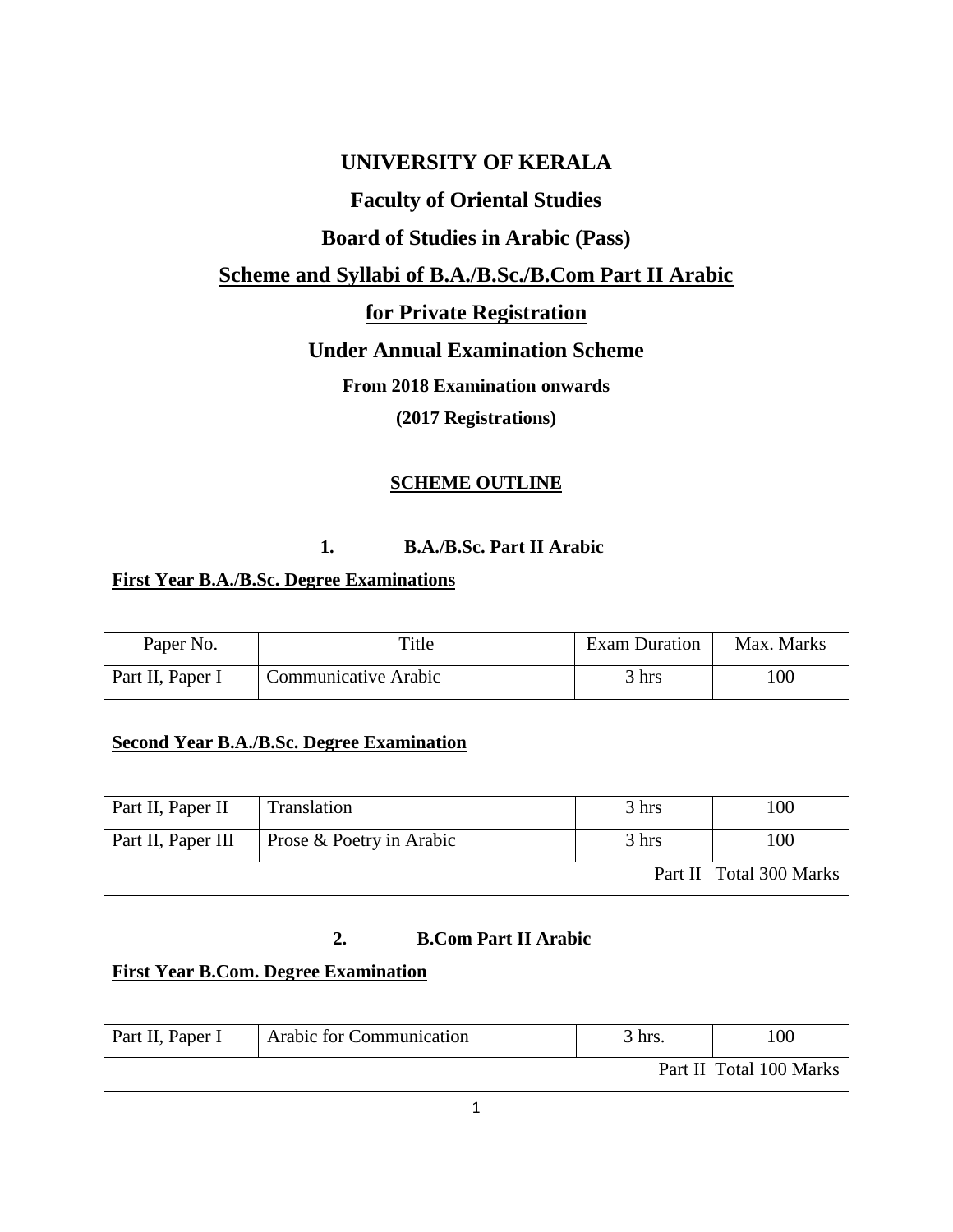# UNIVERSITY OF KERALA

## Faculty of Oriental Studies

## Board of Studies in Arabic (Pass)

## Scheme and Syllabi of B.A./B.Sc./B.Com Part II Arabic

## for Private Registration

## Under Annual Examination Scheme

**From 2018 Examination onwards**

**(2017 Registrations)**

### SCHEME OUTLINE

### 1. B.A./B.Sc. Part II Arabic

**First Year B.A./B.Sc. Degree Examinations**

| Paper No. | Title | Exam Duration | Max. Marks |
|---|---|---|---|
| Part II, Paper I | Communicative Arabic | 3 hrs | 100 |

**Second Year B.A./B.Sc. Degree Examination**

| Paper No. | Title | Exam Duration | Max. Marks |
|---|---|---|---|
| Part II, Paper II | Translation | 3 hrs | 100 |
| Part II, Paper III | Prose & Poetry in Arabic | 3 hrs | 100 |
| | | | Part II Total 300 Marks |

### 2. B.Com Part II Arabic

**First Year B.Com. Degree Examination**

| Paper No. | Title | Exam Duration | Max. Marks |
|---|---|---|---|
| Part II, Paper I | Arabic for Communication | 3 hrs. | 100 |
| | | | Part II Total 100 Marks |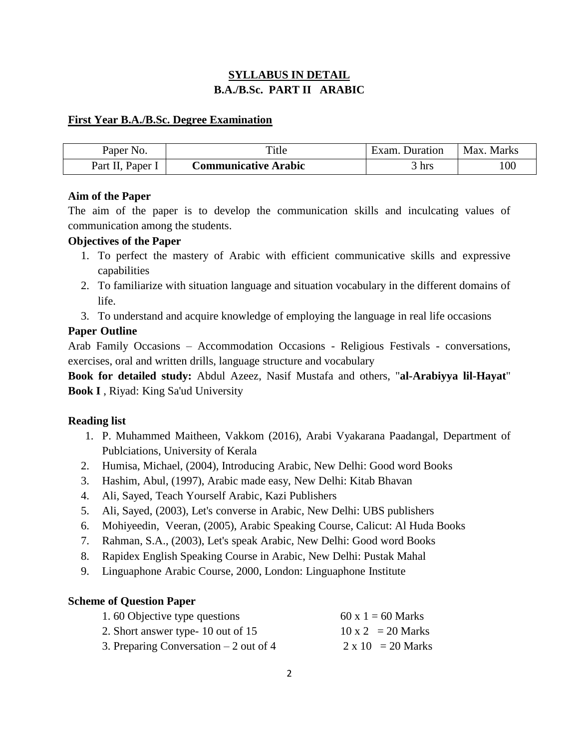# SYLLABUS IN DETAIL
## B.A./B.Sc. PART II ARABIC

### First Year B.A./B.Sc. Degree Examination

| Paper No. | Title | Exam. Duration | Max. Marks |
|---|---|---|---|
| Part II, Paper I | **Communicative Arabic** | 3 hrs | 100 |

**Aim of the Paper**

The aim of the paper is to develop the communication skills and inculcating values of communication among the students.

**Objectives of the Paper**

1. To perfect the mastery of Arabic with efficient communicative skills and expressive capabilities
2. To familiarize with situation language and situation vocabulary in the different domains of life.
3. To understand and acquire knowledge of employing the language in real life occasions

**Paper Outline**

Arab Family Occasions – Accommodation Occasions - Religious Festivals - conversations, exercises, oral and written drills, language structure and vocabulary

**Book for detailed study:** Abdul Azeez, Nasif Mustafa and others, "**al-Arabiyya lil-Hayat**" **Book I** , Riyad: King Sa'ud University

**Reading list**

1. P. Muhammed Maitheen, Vakkom (2016), Arabi Vyakarana Paadangal, Department of Publciations, University of Kerala
2. Humisa, Michael, (2004), Introducing Arabic, New Delhi: Good word Books
3. Hashim, Abul, (1997), Arabic made easy, New Delhi: Kitab Bhavan
4. Ali, Sayed, Teach Yourself Arabic, Kazi Publishers
5. Ali, Sayed, (2003), Let's converse in Arabic, New Delhi: UBS publishers
6. Mohiyeedin, Veeran, (2005), Arabic Speaking Course, Calicut: Al Huda Books
7. Rahman, S.A., (2003), Let's speak Arabic, New Delhi: Good word Books
8. Rapidex English Speaking Course in Arabic, New Delhi: Pustak Mahal
9. Linguaphone Arabic Course, 2000, London: Linguaphone Institute

**Scheme of Question Paper**

| | |
|---|---|
| 1. 60 Objective type questions | 60 x 1 = 60 Marks |
| 2. Short answer type- 10 out of 15 | 10 x 2 = 20 Marks |
| 3. Preparing Conversation – 2 out of 4 | 2 x 10 = 20 Marks |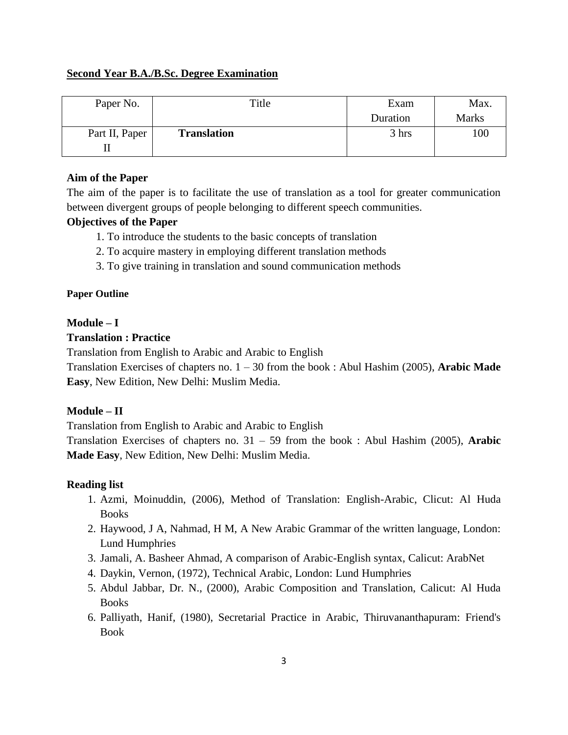## Second Year B.A./B.Sc. Degree Examination

| Paper No. | Title | Exam Duration | Max. Marks |
|---|---|---|---|
| Part II, Paper II | **Translation** | 3 hrs | 100 |

**Aim of the Paper**

The aim of the paper is to facilitate the use of translation as a tool for greater communication between divergent groups of people belonging to different speech communities.

**Objectives of the Paper**

1. To introduce the students to the basic concepts of translation
2. To acquire mastery in employing different translation methods
3. To give training in translation and sound communication methods

**Paper Outline**

**Module – I**

**Translation : Practice**

Translation from English to Arabic and Arabic to English

Translation Exercises of chapters no. 1 – 30 from the book : Abul Hashim (2005), **Arabic Made Easy**, New Edition, New Delhi: Muslim Media.

**Module – II**

Translation from English to Arabic and Arabic to English

Translation Exercises of chapters no. 31 – 59 from the book : Abul Hashim (2005), **Arabic Made Easy**, New Edition, New Delhi: Muslim Media.

**Reading list**

1. Azmi, Moinuddin, (2006), Method of Translation: English-Arabic, Clicut: Al Huda Books
2. Haywood, J A, Nahmad, H M, A New Arabic Grammar of the written language, London: Lund Humphries
3. Jamali, A. Basheer Ahmad, A comparison of Arabic-English syntax, Calicut: ArabNet
4. Daykin, Vernon, (1972), Technical Arabic, London: Lund Humphries
5. Abdul Jabbar, Dr. N., (2000), Arabic Composition and Translation, Calicut: Al Huda Books
6. Palliyath, Hanif, (1980), Secretarial Practice in Arabic, Thiruvananthapuram: Friend's Book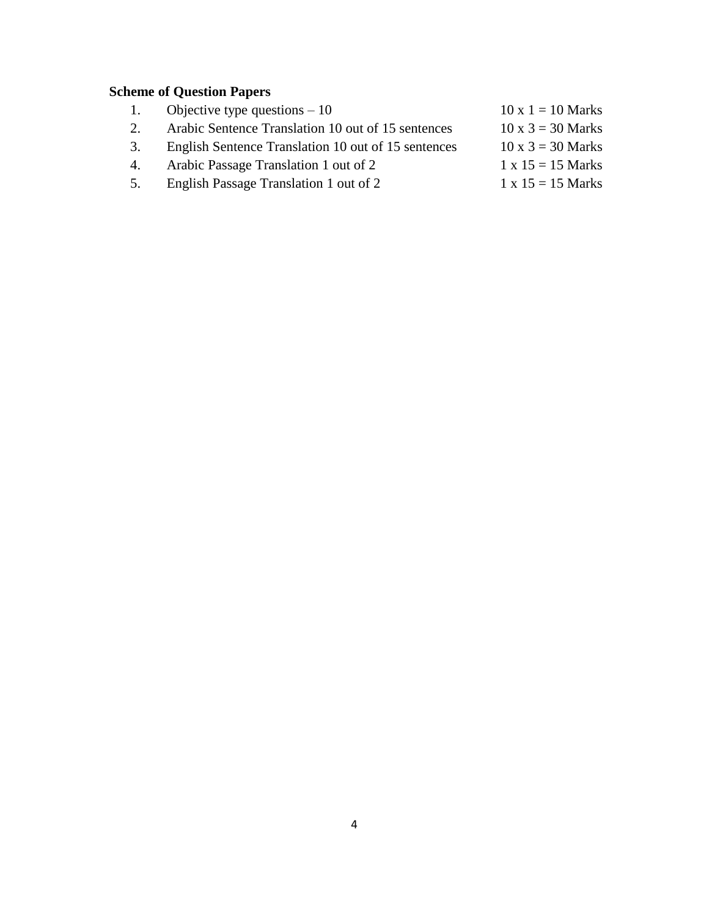**Scheme of Question Papers**

1. Objective type questions – 10 — 10 x 1 = 10 Marks
2. Arabic Sentence Translation 10 out of 15 sentences — 10 x 3 = 30 Marks
3. English Sentence Translation 10 out of 15 sentences — 10 x 3 = 30 Marks
4. Arabic Passage Translation 1 out of 2 — 1 x 15 = 15 Marks
5. English Passage Translation 1 out of 2 — 1 x 15 = 15 Marks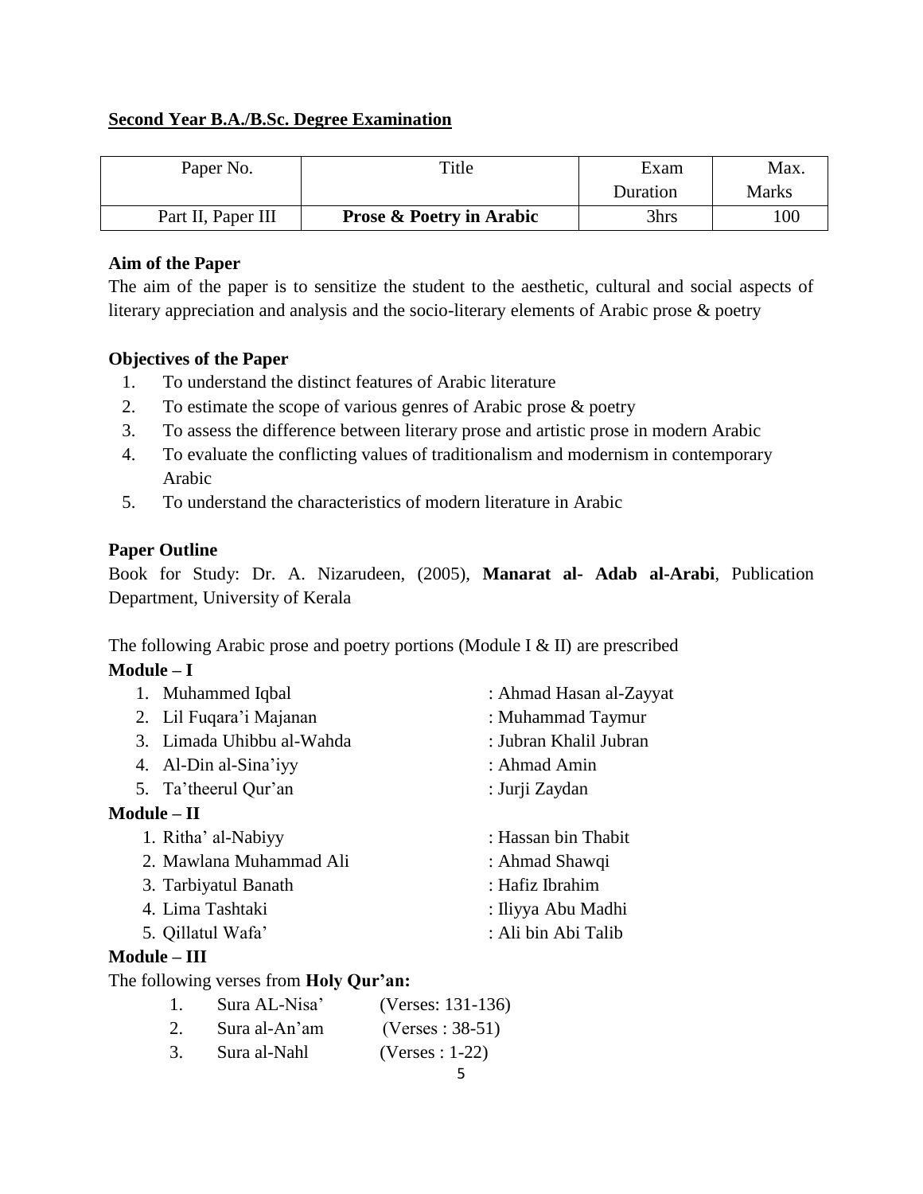## Second Year B.A./B.Sc. Degree Examination

| Paper No. | Title | Exam Duration | Max. Marks |
|---|---|---|---|
| Part II, Paper III | **Prose & Poetry in Arabic** | 3hrs | 100 |

**Aim of the Paper**

The aim of the paper is to sensitize the student to the aesthetic, cultural and social aspects of literary appreciation and analysis and the socio-literary elements of Arabic prose & poetry

**Objectives of the Paper**

1. To understand the distinct features of Arabic literature
2. To estimate the scope of various genres of Arabic prose & poetry
3. To assess the difference between literary prose and artistic prose in modern Arabic
4. To evaluate the conflicting values of traditionalism and modernism in contemporary Arabic
5. To understand the characteristics of modern literature in Arabic

**Paper Outline**

Book for Study: Dr. A. Nizarudeen, (2005), **Manarat al- Adab al-Arabi**, Publication Department, University of Kerala

The following Arabic prose and poetry portions (Module I & II) are prescribed

**Module – I**

1. Muhammed Iqbal : Ahmad Hasan al-Zayyat
2. Lil Fuqara'i Majanan : Muhammad Taymur
3. Limada Uhibbu al-Wahda : Jubran Khalil Jubran
4. Al-Din al-Sina'iyy : Ahmad Amin
5. Ta'theerul Qur'an : Jurji Zaydan

**Module – II**

1. Ritha' al-Nabiyy : Hassan bin Thabit
2. Mawlana Muhammad Ali : Ahmad Shawqi
3. Tarbiyatul Banath : Hafiz Ibrahim
4. Lima Tashtaki : Iliyya Abu Madhi
5. Qillatul Wafa' : Ali bin Abi Talib

**Module – III**

The following verses from **Holy Qur'an:**

1. Sura AL-Nisa' (Verses: 131-136)
2. Sura al-An'am (Verses : 38-51)
3. Sura al-Nahl (Verses : 1-22)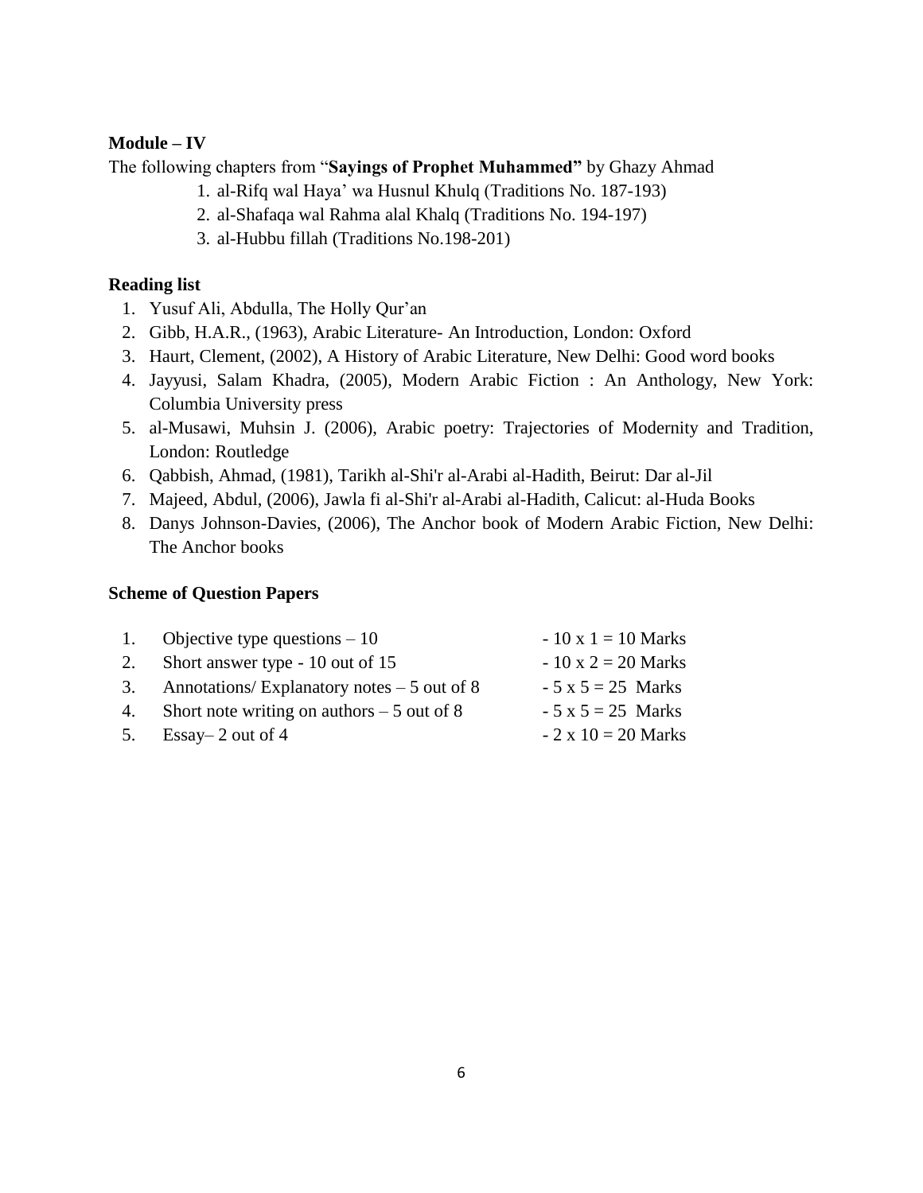**Module – IV**

The following chapters from "**Sayings of Prophet Muhammed"** by Ghazy Ahmad

1. al-Rifq wal Haya' wa Husnul Khulq (Traditions No. 187-193)
2. al-Shafaqa wal Rahma alal Khalq (Traditions No. 194-197)
3. al-Hubbu fillah (Traditions No.198-201)

**Reading list**

1. Yusuf Ali, Abdulla, The Holly Qur'an
2. Gibb, H.A.R., (1963), Arabic Literature- An Introduction, London: Oxford
3. Haurt, Clement, (2002), A History of Arabic Literature, New Delhi: Good word books
4. Jayyusi, Salam Khadra, (2005), Modern Arabic Fiction : An Anthology, New York: Columbia University press
5. al-Musawi, Muhsin J. (2006), Arabic poetry: Trajectories of Modernity and Tradition, London: Routledge
6. Qabbish, Ahmad, (1981), Tarikh al-Shi'r al-Arabi al-Hadith, Beirut: Dar al-Jil
7. Majeed, Abdul, (2006), Jawla fi al-Shi'r al-Arabi al-Hadith, Calicut: al-Huda Books
8. Danys Johnson-Davies, (2006), The Anchor book of Modern Arabic Fiction, New Delhi: The Anchor books

**Scheme of Question Papers**

| | | |
|---|---|---|
| 1. | Objective type questions – 10 | - 10 x 1 = 10 Marks |
| 2. | Short answer type - 10 out of 15 | - 10 x 2 = 20 Marks |
| 3. | Annotations/ Explanatory notes – 5 out of 8 | - 5 x 5 = 25 Marks |
| 4. | Short note writing on authors – 5 out of 8 | - 5 x 5 = 25 Marks |
| 5. | Essay– 2 out of 4 | - 2 x 10 = 20 Marks |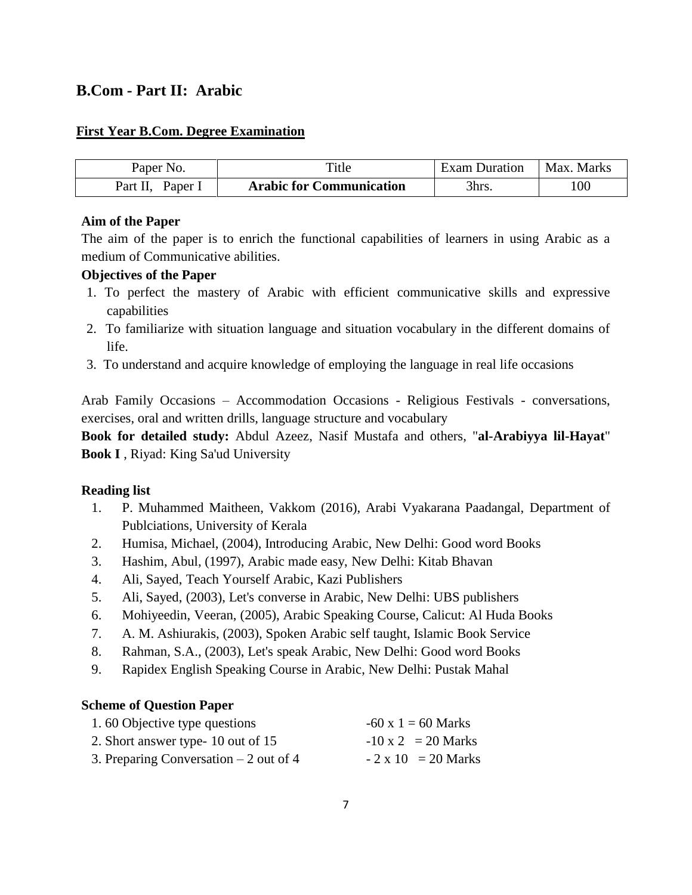## B.Com - Part II: Arabic

**First Year B.Com. Degree Examination**

| Paper No. | Title | Exam Duration | Max. Marks |
| --- | --- | --- | --- |
| Part II, Paper I | **Arabic for Communication** | 3hrs. | 100 |

**Aim of the Paper**

The aim of the paper is to enrich the functional capabilities of learners in using Arabic as a medium of Communicative abilities.

**Objectives of the Paper**

1. To perfect the mastery of Arabic with efficient communicative skills and expressive capabilities
2. To familiarize with situation language and situation vocabulary in the different domains of life.
3. To understand and acquire knowledge of employing the language in real life occasions

Arab Family Occasions – Accommodation Occasions - Religious Festivals - conversations, exercises, oral and written drills, language structure and vocabulary

**Book for detailed study:** Abdul Azeez, Nasif Mustafa and others, "**al-Arabiyya lil-Hayat**" **Book I** , Riyad: King Sa'ud University

**Reading list**

1. P. Muhammed Maitheen, Vakkom (2016), Arabi Vyakarana Paadangal, Department of Publciations, University of Kerala
2. Humisa, Michael, (2004), Introducing Arabic, New Delhi: Good word Books
3. Hashim, Abul, (1997), Arabic made easy, New Delhi: Kitab Bhavan
4. Ali, Sayed, Teach Yourself Arabic, Kazi Publishers
5. Ali, Sayed, (2003), Let's converse in Arabic, New Delhi: UBS publishers
6. Mohiyeedin, Veeran, (2005), Arabic Speaking Course, Calicut: Al Huda Books
7. A. M. Ashiurakis, (2003), Spoken Arabic self taught, Islamic Book Service
8. Rahman, S.A., (2003), Let's speak Arabic, New Delhi: Good word Books
9. Rapidex English Speaking Course in Arabic, New Delhi: Pustak Mahal

**Scheme of Question Paper**

1. 60 Objective type questions -60 x 1 = 60 Marks
2. Short answer type- 10 out of 15 -10 x 2 = 20 Marks
3. Preparing Conversation – 2 out of 4 - 2 x 10 = 20 Marks